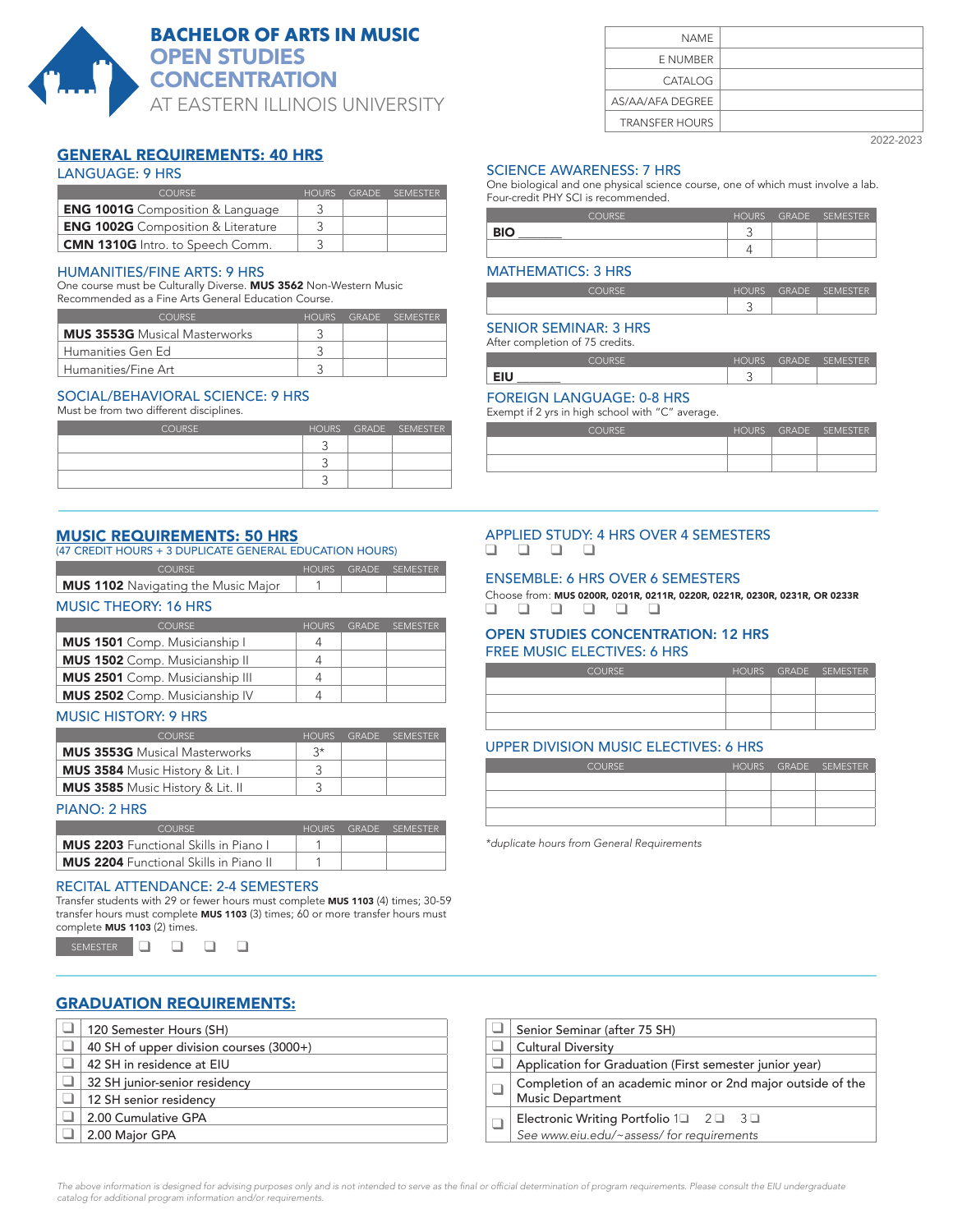# BACHELOR OF ARTS IN MUSIC
## OPEN STUDIES CONCENTRATION
AT EASTERN ILLINOIS UNIVERSITY

| NAME | |
|---|---|
| E NUMBER | |
| CATALOG | |
| AS/AA/AFA DEGREE | |
| TRANSFER HOURS | |

2022-2023

## GENERAL REQUIREMENTS: 40 HRS

### LANGUAGE: 9 HRS

| COURSE | HOURS | GRADE | SEMESTER |
|---|---|---|---|
| **ENG 1001G** Composition & Language | 3 | | |
| **ENG 1002G** Composition & Literature | 3 | | |
| **CMN 1310G** Intro. to Speech Comm. | 3 | | |

### HUMANITIES/FINE ARTS: 9 HRS

One course must be Culturally Diverse. **MUS 3562** Non-Western Music Recommended as a Fine Arts General Education Course.

| COURSE | HOURS | GRADE | SEMESTER |
|---|---|---|---|
| **MUS 3553G** Musical Masterworks | 3 | | |
| Humanities Gen Ed | 3 | | |
| Humanities/Fine Art | 3 | | |

### SOCIAL/BEHAVIORAL SCIENCE: 9 HRS

Must be from two different disciplines.

| COURSE | HOURS | GRADE | SEMESTER |
|---|---|---|---|
| | 3 | | |
| | 3 | | |
| | 3 | | |

### SCIENCE AWARENESS: 7 HRS

One biological and one physical science course, one of which must involve a lab. Four-credit PHY SCI is recommended.

| COURSE | HOURS | GRADE | SEMESTER |
|---|---|---|---|
| **BIO** _______ | 3 | | |
| | 4 | | |

### MATHEMATICS: 3 HRS

| COURSE | HOURS | GRADE | SEMESTER |
|---|---|---|---|
| | 3 | | |

### SENIOR SEMINAR: 3 HRS

After completion of 75 credits.

| COURSE | HOURS | GRADE | SEMESTER |
|---|---|---|---|
| **EIU** _______ | 3 | | |

### FOREIGN LANGUAGE: 0-8 HRS

Exempt if 2 yrs in high school with "C" average.

| COURSE | HOURS | GRADE | SEMESTER |
|---|---|---|---|
| | | | |
| | | | |

## MUSIC REQUIREMENTS: 50 HRS

(47 CREDIT HOURS + 3 DUPLICATE GENERAL EDUCATION HOURS)

| COURSE | HOURS | GRADE | SEMESTER |
|---|---|---|---|
| **MUS 1102** Navigating the Music Major | 1 | | |

### MUSIC THEORY: 16 HRS

| COURSE | HOURS | GRADE | SEMESTER |
|---|---|---|---|
| **MUS 1501** Comp. Musicianship I | 4 | | |
| **MUS 1502** Comp. Musicianship II | 4 | | |
| **MUS 2501** Comp. Musicianship III | 4 | | |
| **MUS 2502** Comp. Musicianship IV | 4 | | |

### MUSIC HISTORY: 9 HRS

| COURSE | HOURS | GRADE | SEMESTER |
|---|---|---|---|
| **MUS 3553G** Musical Masterworks | 3* | | |
| **MUS 3584** Music History & Lit. I | 3 | | |
| **MUS 3585** Music History & Lit. II | 3 | | |

### PIANO: 2 HRS

| COURSE | HOURS | GRADE | SEMESTER |
|---|---|---|---|
| **MUS 2203** Functional Skills in Piano I | 1 | | |
| **MUS 2204** Functional Skills in Piano II | 1 | | |

### RECITAL ATTENDANCE: 2-4 SEMESTERS

Transfer students with 29 or fewer hours must complete **MUS 1103** (4) times; 30-59 transfer hours must complete **MUS 1103** (3) times; 60 or more transfer hours must complete **MUS 1103** (2) times.

SEMESTER ❑ ❑ ❑ ❑

### APPLIED STUDY: 4 HRS OVER 4 SEMESTERS

❑ ❑ ❑ ❑

### ENSEMBLE: 6 HRS OVER 6 SEMESTERS

Choose from: **MUS 0200R, 0201R, 0211R, 0220R, 0221R, 0230R, 0231R, OR 0233R**

❑ ❑ ❑ ❑ ❑ ❑

### OPEN STUDIES CONCENTRATION: 12 HRS

### FREE MUSIC ELECTIVES: 6 HRS

| COURSE | HOURS | GRADE | SEMESTER |
|---|---|---|---|
| | | | |
| | | | |
| | | | |

### UPPER DIVISION MUSIC ELECTIVES: 6 HRS

| COURSE | HOURS | GRADE | SEMESTER |
|---|---|---|---|
| | | | |
| | | | |
| | | | |

*\*duplicate hours from General Requirements*

## GRADUATION REQUIREMENTS:

| | |
|---|---|
| ❑ | 120 Semester Hours (SH) |
| ❑ | 40 SH of upper division courses (3000+) |
| ❑ | 42 SH in residence at EIU |
| ❑ | 32 SH junior-senior residency |
| ❑ | 12 SH senior residency |
| ❑ | 2.00 Cumulative GPA |
| ❑ | 2.00 Major GPA |

| | |
|---|---|
| ❑ | Senior Seminar (after 75 SH) |
| ❑ | Cultural Diversity |
| ❑ | Application for Graduation (First semester junior year) |
| ❑ | Completion of an academic minor or 2nd major outside of the Music Department |
| ❑ | Electronic Writing Portfolio 1❑ 2❑ 3❑ *See www.eiu.edu/~assess/ for requirements* |

*The above information is designed for advising purposes only and is not intended to serve as the final or official determination of program requirements. Please consult the EIU undergraduate catalog for additional program information and/or requirements.*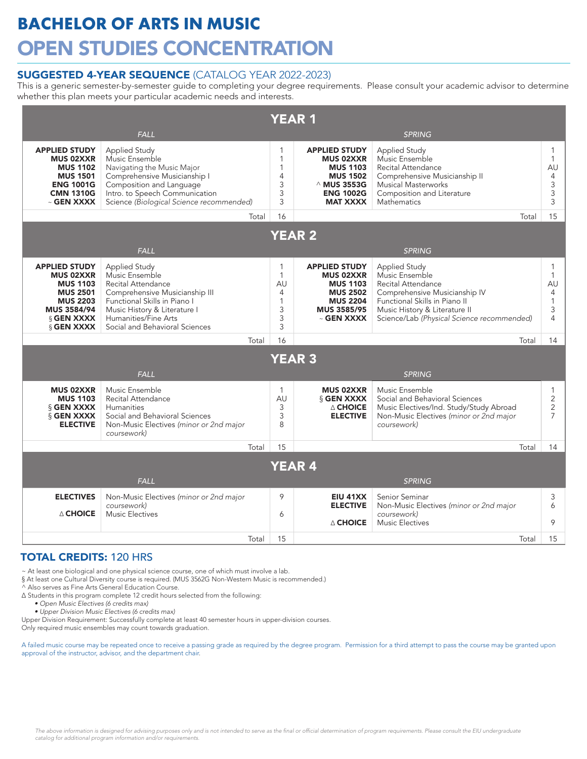# BACHELOR OF ARTS IN MUSIC
# OPEN STUDIES CONCENTRATION

### SUGGESTED 4-YEAR SEQUENCE (CATALOG YEAR 2022-2023)

This is a generic semester-by-semester guide to completing your degree requirements. Please consult your academic advisor to determine whether this plan meets your particular academic needs and interests.

## YEAR 1

| FALL | | | SPRING | | |
|---|---|---|---|---|---|
| **APPLIED STUDY** | Applied Study | 1 | **APPLIED STUDY** | Applied Study | 1 |
| **MUS 02XXR** | Music Ensemble | 1 | **MUS 02XXR** | Music Ensemble | 1 |
| **MUS 1102** | Navigating the Music Major | 1 | **MUS 1103** | Recital Attendance | AU |
| **MUS 1501** | Comprehensive Musicianship I | 4 | **MUS 1502** | Comprehensive Musicianship II | 4 |
| **ENG 1001G** | Composition and Language | 3 | ^ **MUS 3553G** | Musical Masterworks | 3 |
| **CMN 1310G** | Intro. to Speech Communication | 3 | **ENG 1002G** | Composition and Literature | 3 |
| ~ **GEN XXXX** | Science *(Biological Science recommended)* | 3 | **MAT XXXX** | Mathematics | 3 |
| | Total | 16 | | Total | 15 |

## YEAR 2

| FALL | | | SPRING | | |
|---|---|---|---|---|---|
| **APPLIED STUDY** | Applied Study | 1 | **APPLIED STUDY** | Applied Study | 1 |
| **MUS 02XXR** | Music Ensemble | 1 | **MUS 02XXR** | Music Ensemble | 1 |
| **MUS 1103** | Recital Attendance | AU | **MUS 1103** | Recital Attendance | AU |
| **MUS 2501** | Comprehensive Musicianship III | 4 | **MUS 2502** | Comprehensive Musicianship IV | 4 |
| **MUS 2203** | Functional Skills in Piano I | 1 | **MUS 2204** | Functional Skills in Piano II | 1 |
| **MUS 3584/94** | Music History & Literature I | 3 | **MUS 3585/95** | Music History & Literature II | 3 |
| § **GEN XXXX** | Humanities/Fine Arts | 3 | ~ **GEN XXXX** | Science/Lab *(Physical Science recommended)* | 4 |
| § **GEN XXXX** | Social and Behavioral Sciences | 3 | | | |
| | Total | 16 | | Total | 14 |

## YEAR 3

| FALL | | | SPRING | | |
|---|---|---|---|---|---|
| **MUS 02XXR** | Music Ensemble | 1 | **MUS 02XXR** | Music Ensemble | 1 |
| **MUS 1103** | Recital Attendance | AU | § **GEN XXXX** | Social and Behavioral Sciences | 2 |
| § **GEN XXXX** | Humanities | 3 | ∆ **CHOICE** | Music Electives/Ind. Study/Study Abroad | 2 |
| § **GEN XXXX** | Social and Behavioral Sciences | 3 | **ELECTIVE** | Non-Music Electives *(minor or 2nd major coursework)* | 7 |
| **ELECTIVE** | Non-Music Electives *(minor or 2nd major coursework)* | 8 | | | |
| | Total | 15 | | Total | 14 |

## YEAR 4

| FALL | | | SPRING | | |
|---|---|---|---|---|---|
| **ELECTIVES** | Non-Music Electives *(minor or 2nd major coursework)* | 9 | **EIU 41XX** | Senior Seminar | 3 |
| ∆ **CHOICE** | Music Electives | 6 | **ELECTIVE** | Non-Music Electives *(minor or 2nd major coursework)* | 6 |
| | | | ∆ **CHOICE** | Music Electives | 9 |
| | Total | 15 | | Total | 15 |

## TOTAL CREDITS: 120 HRS

~ At least one biological and one physical science course, one of which must involve a lab.
§ At least one Cultural Diversity course is required. (MUS 3562G Non-Western Music is recommended.)
^ Also serves as Fine Arts General Education Course.
∆ Students in this program complete 12 credit hours selected from the following:

- *Open Music Electives (6 credits max)*
- *Upper Division Music Electives (6 credits max)*

Upper Division Requirement: Successfully complete at least 40 semester hours in upper-division courses.
Only required music ensembles may count towards graduation.

A failed music course may be repeated once to receive a passing grade as required by the degree program. Permission for a third attempt to pass the course may be granted upon approval of the instructor, advisor, and the department chair.

*The above information is designed for advising purposes only and is not intended to serve as the final or official determination of program requirements. Please consult the EIU undergraduate catalog for additional program information and/or requirements.*